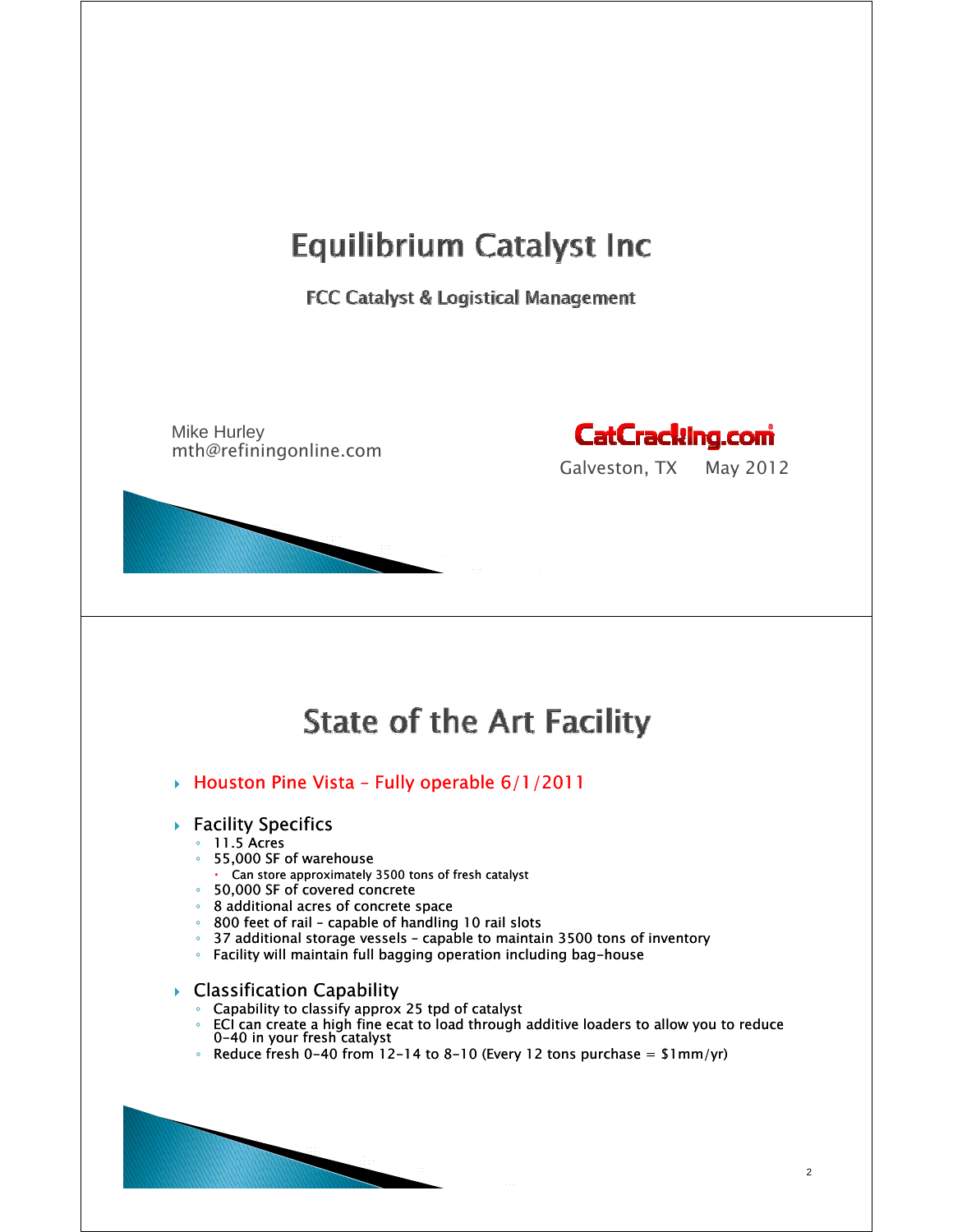# Equilibrium Catalyst Inc

**FCC Catalyst & Logistical Management**

Mike Hurley
mth@refiningonline.com

CatCracking.com
Galveston, TX May 2012

## State of the Art Facility

- Houston Pine Vista – Fully operable 6/1/2011
- Facility Specifics
  - 11.5 Acres
  - 55,000 SF of warehouse
    - Can store approximately 3500 tons of fresh catalyst
  - 50,000 SF of covered concrete
  - 8 additional acres of concrete space
  - 800 feet of rail – capable of handling 10 rail slots
  - 37 additional storage vessels – capable to maintain 3500 tons of inventory
  - Facility will maintain full bagging operation including bag-house
- Classification Capability
  - Capability to classify approx 25 tpd of catalyst
  - ECI can create a high fine ecat to load through additive loaders to allow you to reduce 0-40 in your fresh catalyst
  - Reduce fresh 0-40 from 12-14 to 8-10 (Every 12 tons purchase = $1mm/yr)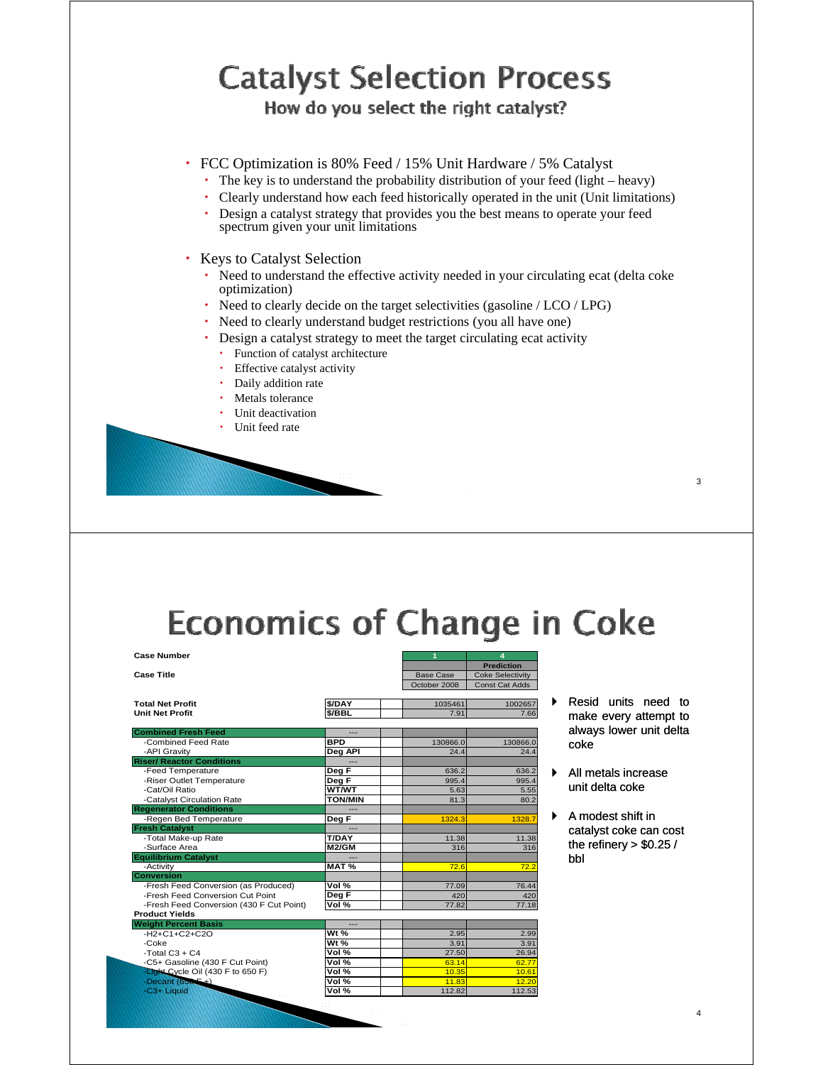# Catalyst Selection Process

## How do you select the right catalyst?

- FCC Optimization is 80% Feed / 15% Unit Hardware / 5% Catalyst
  - The key is to understand the probability distribution of your feed (light – heavy)
  - Clearly understand how each feed historically operated in the unit (Unit limitations)
  - Design a catalyst strategy that provides you the best means to operate your feed spectrum given your unit limitations
- Keys to Catalyst Selection
  - Need to understand the effective activity needed in your circulating ecat (delta coke optimization)
  - Need to clearly decide on the target selectivities (gasoline / LCO / LPG)
  - Need to clearly understand budget restrictions (you all have one)
  - Design a catalyst strategy to meet the target circulating ecat activity
    - Function of catalyst architecture
    - Effective catalyst activity
    - Daily addition rate
    - Metals tolerance
    - Unit deactivation
    - Unit feed rate

# Economics of Change in Coke

| Case Number | | | 1 | 4 |
|---|---|---|---|---|
| | | | | Prediction |
| Case Title | | | Base Case | Coke Selectivity |
| | | | October 2008 | Const Cat Adds |
| **Total Net Profit** | **$/DAY** | | 1035461 | 1002657 |
| **Unit Net Profit** | **$/BBL** | | 7.91 | 7.66 |
| **Combined Fresh Feed** | --- | | | |
| -Combined Feed Rate | **BPD** | | 130866.0 | 130866.0 |
| -API Gravity | **Deg API** | | 24.4 | 24.4 |
| **Riser/ Reactor Conditions** | --- | | | |
| -Feed Temperature | **Deg F** | | 636.2 | 636.2 |
| -Riser Outlet Temperature | **Deg F** | | 995.4 | 995.4 |
| -Cat/Oil Ratio | **WT/WT** | | 5.63 | 5.55 |
| -Catalyst Circulation Rate | **TON/MIN** | | 81.3 | 80.2 |
| **Regenerator Conditions** | --- | | | |
| -Regen Bed Temperature | **Deg F** | | 1324.3 | 1328.7 |
| **Fresh Catalyst** | --- | | | |
| -Total Make-up Rate | **T/DAY** | | 11.38 | 11.38 |
| -Surface Area | **M2/GM** | | 316 | 316 |
| **Equilibrium Catalyst** | --- | | | |
| -Activity | **MAT %** | | 72.6 | 72.2 |
| **Conversion** | | | | |
| -Fresh Feed Conversion (as Produced) | **Vol %** | | 77.09 | 76.44 |
| -Fresh Feed Conversion Cut Point | **Deg F** | | 420 | 420 |
| -Fresh Feed Conversion (430 F Cut Point) | **Vol %** | | 77.82 | 77.18 |
| **Product Yields** | | | | |
| **Weight Percent Basis** | --- | | | |
| -H2+C1+C2+C2O | **Wt %** | | 2.95 | 2.99 |
| -Coke | **Wt %** | | 3.91 | 3.91 |
| -Total C3 + C4 | **Vol %** | | 27.50 | 26.94 |
| -C5+ Gasoline (430 F Cut Point) | **Vol %** | | 63.14 | 62.77 |
| -Light Cycle Oil (430 F to 650 F) | **Vol %** | | 10.35 | 10.61 |
| -Decant (650 F +) | **Vol %** | | 11.83 | 12.20 |
| -C3+ Liquid | **Vol %** | | 112.82 | 112.53 |

- Resid units need to make every attempt to always lower unit delta coke
- All metals increase unit delta coke
- A modest shift in catalyst coke can cost the refinery > $0.25 / bbl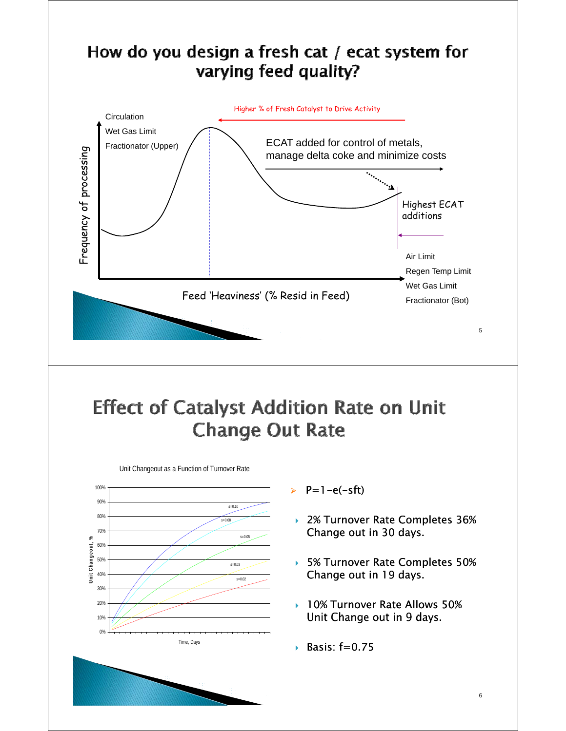# How do you design a fresh cat / ecat system for varying feed quality?

Higher % of Fresh Catalyst to Drive Activity

Circulation

Wet Gas Limit

Fractionator (Upper)

ECAT added for control of metals, manage delta coke and minimize costs

Highest ECAT additions

Air Limit

Regen Temp Limit

Wet Gas Limit

Fractionator (Bot)

Frequency of processing

Feed 'Heaviness' (% Resid in Feed)

# Effect of Catalyst Addition Rate on Unit Change Out Rate

Unit Changeout as a Function of Turnover Rate

Unit Changeout, %

Time, Days

s=0.10, s=0.08, s=0.05, s=0.03, s=0.02

- $P = 1 - e(-sft)$
- 2% Turnover Rate Completes 36% Change out in 30 days.
- 5% Turnover Rate Completes 50% Change out in 19 days.
- 10% Turnover Rate Allows 50% Unit Change out in 9 days.
- Basis: f=0.75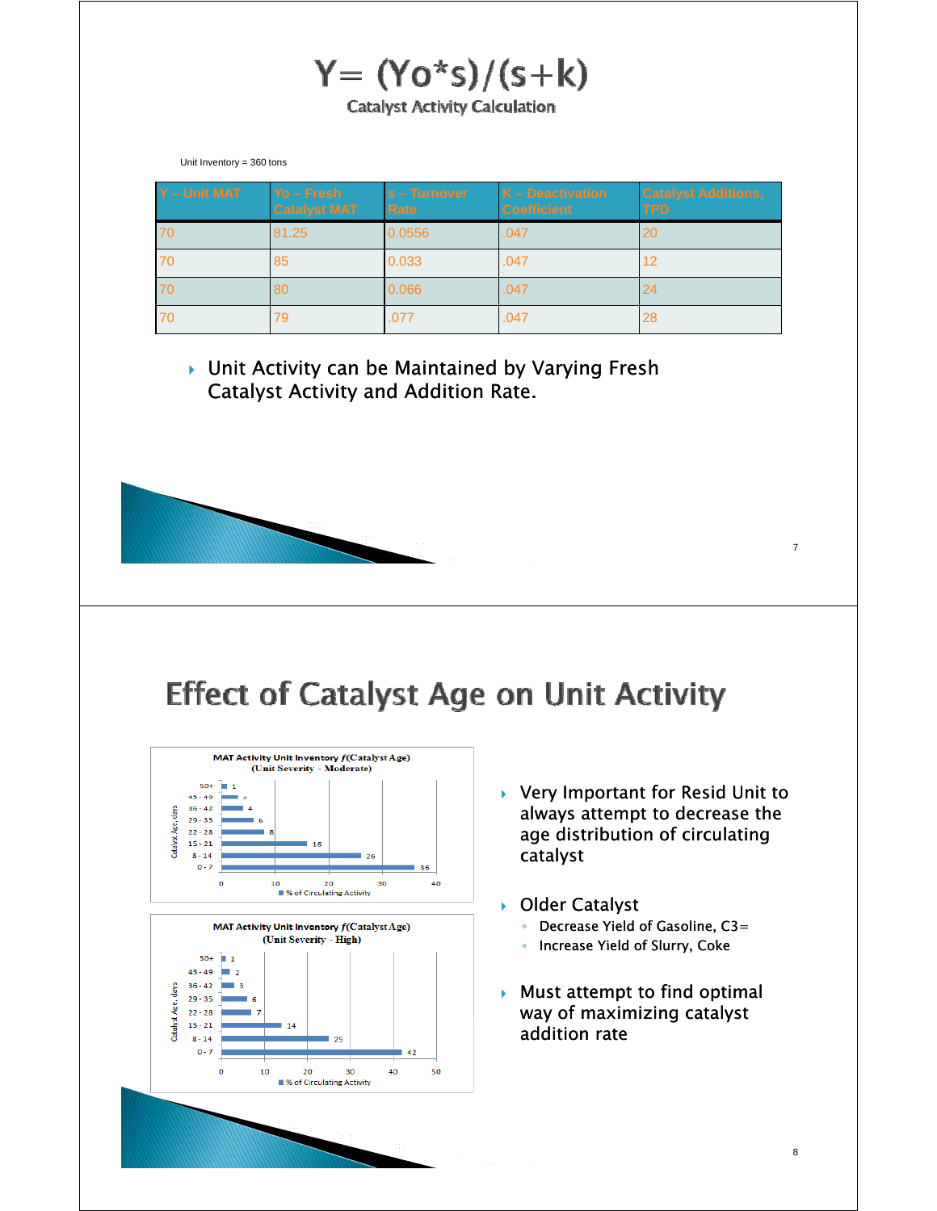# $Y = (Y_o*s)/(s+k)$

Catalyst Activity Calculation

Unit Inventory = 360 tons

| Y – Unit MAT | Yo – Fresh Catalyst MAT | s – Turnover Rate | K – Deactivation Coefficient | Catalyst Additions, TPD |
|---|---|---|---|---|
| 70 | 81.25 | 0.0556 | .047 | 20 |
| 70 | 85 | 0.033 | .047 | 12 |
| 70 | 80 | 0.066 | .047 | 24 |
| 70 | 79 | .077 | .047 | 28 |

- Unit Activity can be Maintained by Varying Fresh Catalyst Activity and Addition Rate.

# Effect of Catalyst Age on Unit Activity

**MAT Activity Unit Inventory *f*(Catalyst Age) (Unit Severity - Moderate)**

| Catalyst Age, days | % of Circulating Activity |
|---|---|
| 50+ | 1 |
| 43 - 49 | 3 |
| 36 - 42 | 4 |
| 29 - 35 | 6 |
| 22 - 28 | 8 |
| 15 - 21 | 16 |
| 8 - 14 | 26 |
| 0 - 7 | 36 |

**MAT Activity Unit Inventory *f*(Catalyst Age) (Unit Severity - High)**

| Catalyst Age, days | % of Circulating Activity |
|---|---|
| 50+ | 1 |
| 43 - 49 | 2 |
| 36 - 42 | 3 |
| 29 - 35 | 6 |
| 22 - 28 | 7 |
| 15 - 21 | 14 |
| 8 - 14 | 25 |
| 0 - 7 | 42 |

- Very Important for Resid Unit to always attempt to decrease the age distribution of circulating catalyst
- Older Catalyst
  - Decrease Yield of Gasoline, C3=
  - Increase Yield of Slurry, Coke
- Must attempt to find optimal way of maximizing catalyst addition rate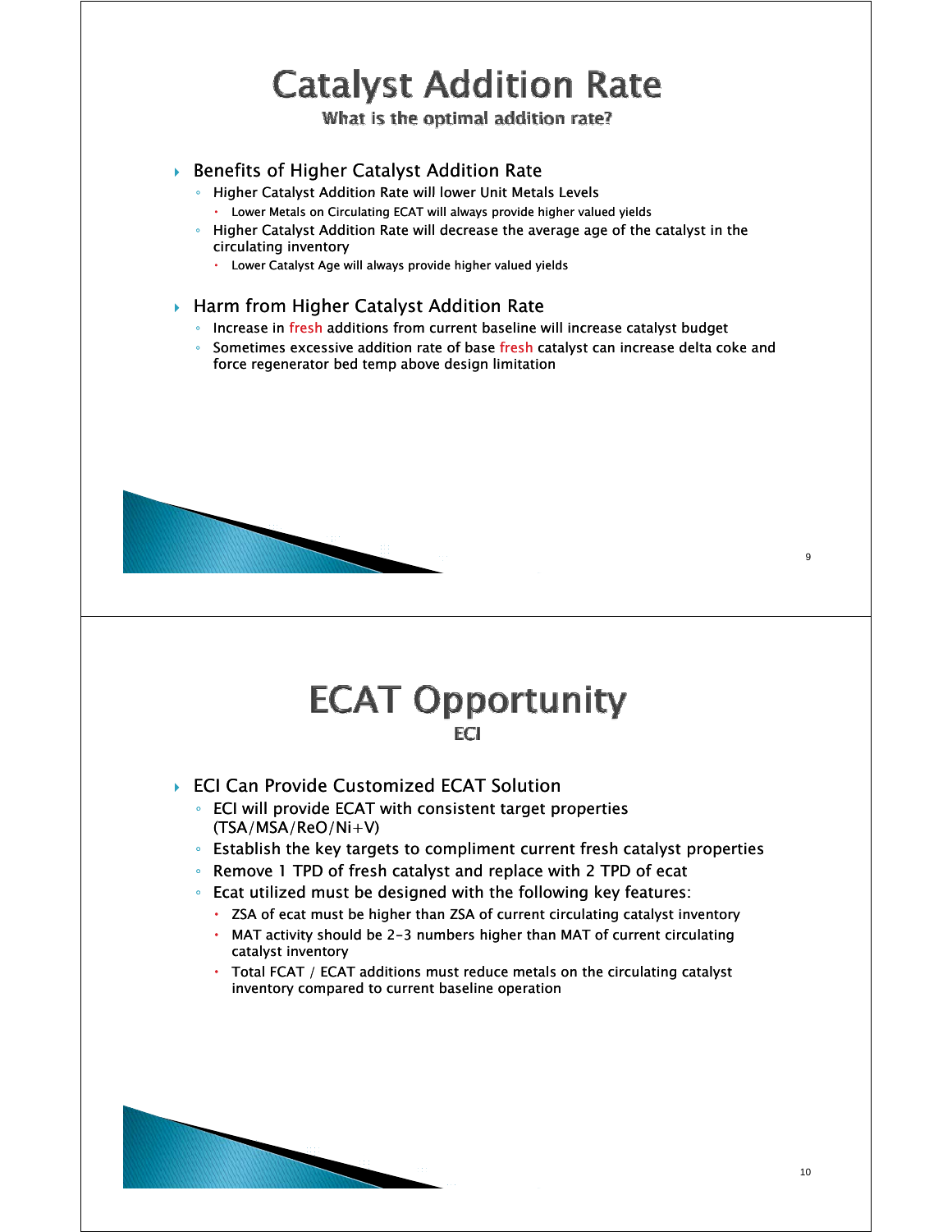# Catalyst Addition Rate

### What is the optimal addition rate?

- Benefits of Higher Catalyst Addition Rate
  - Higher Catalyst Addition Rate will lower Unit Metals Levels
    - Lower Metals on Circulating ECAT will always provide higher valued yields
  - Higher Catalyst Addition Rate will decrease the average age of the catalyst in the circulating inventory
    - Lower Catalyst Age will always provide higher valued yields
- Harm from Higher Catalyst Addition Rate
  - Increase in fresh additions from current baseline will increase catalyst budget
  - Sometimes excessive addition rate of base fresh catalyst can increase delta coke and force regenerator bed temp above design limitation

# ECAT Opportunity

### ECI

- ECI Can Provide Customized ECAT Solution
  - ECI will provide ECAT with consistent target properties (TSA/MSA/ReO/Ni+V)
  - Establish the key targets to compliment current fresh catalyst properties
  - Remove 1 TPD of fresh catalyst and replace with 2 TPD of ecat
  - Ecat utilized must be designed with the following key features:
    - ZSA of ecat must be higher than ZSA of current circulating catalyst inventory
    - MAT activity should be 2-3 numbers higher than MAT of current circulating catalyst inventory
    - Total FCAT / ECAT additions must reduce metals on the circulating catalyst inventory compared to current baseline operation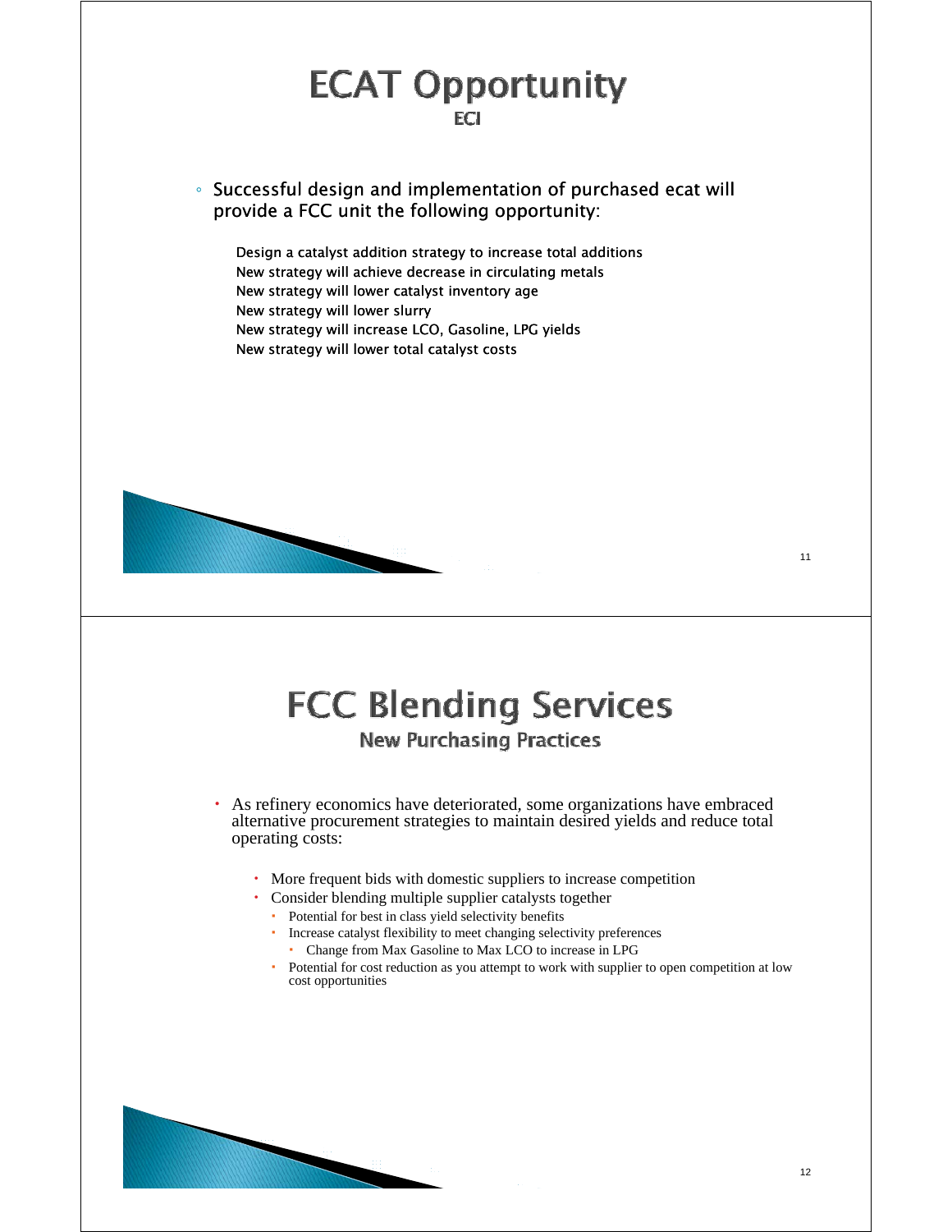# ECAT Opportunity

### ECI

- Successful design and implementation of purchased ecat will provide a FCC unit the following opportunity:

  Design a catalyst addition strategy to increase total additions
  New strategy will achieve decrease in circulating metals
  New strategy will lower catalyst inventory age
  New strategy will lower slurry
  New strategy will increase LCO, Gasoline, LPG yields
  New strategy will lower total catalyst costs

# FCC Blending Services

### New Purchasing Practices

- As refinery economics have deteriorated, some organizations have embraced alternative procurement strategies to maintain desired yields and reduce total operating costs:
  - More frequent bids with domestic suppliers to increase competition
  - Consider blending multiple supplier catalysts together
    - Potential for best in class yield selectivity benefits
    - Increase catalyst flexibility to meet changing selectivity preferences
      - Change from Max Gasoline to Max LCO to increase in LPG
    - Potential for cost reduction as you attempt to work with supplier to open competition at low cost opportunities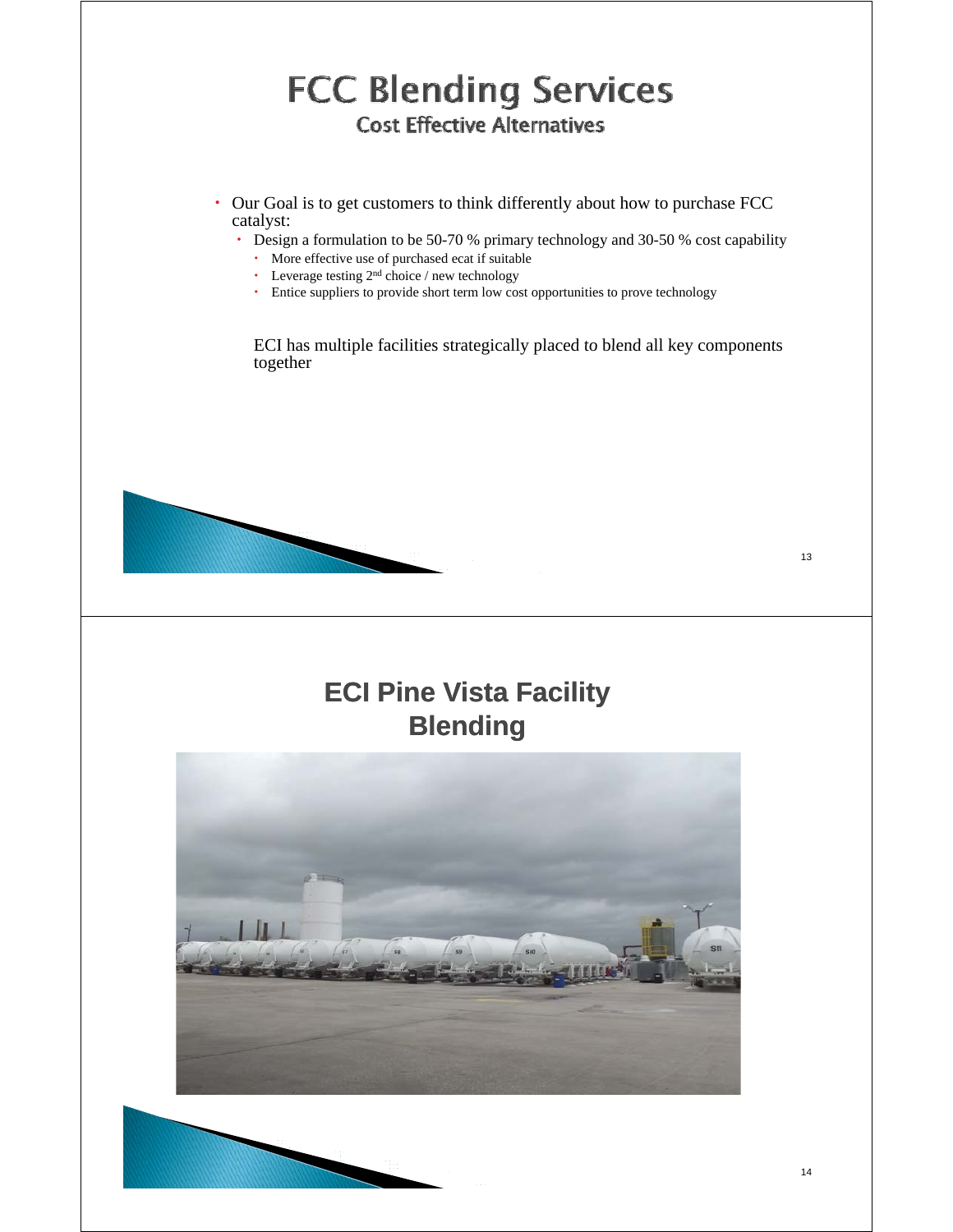# FCC Blending Services

## Cost Effective Alternatives

- Our Goal is to get customers to think differently about how to purchase FCC catalyst:
  - Design a formulation to be 50-70 % primary technology and 30-50 % cost capability
    - More effective use of purchased ecat if suitable
    - Leverage testing 2nd choice / new technology
    - Entice suppliers to provide short term low cost opportunities to prove technology

ECI has multiple facilities strategically placed to blend all key components together

# ECI Pine Vista Facility Blending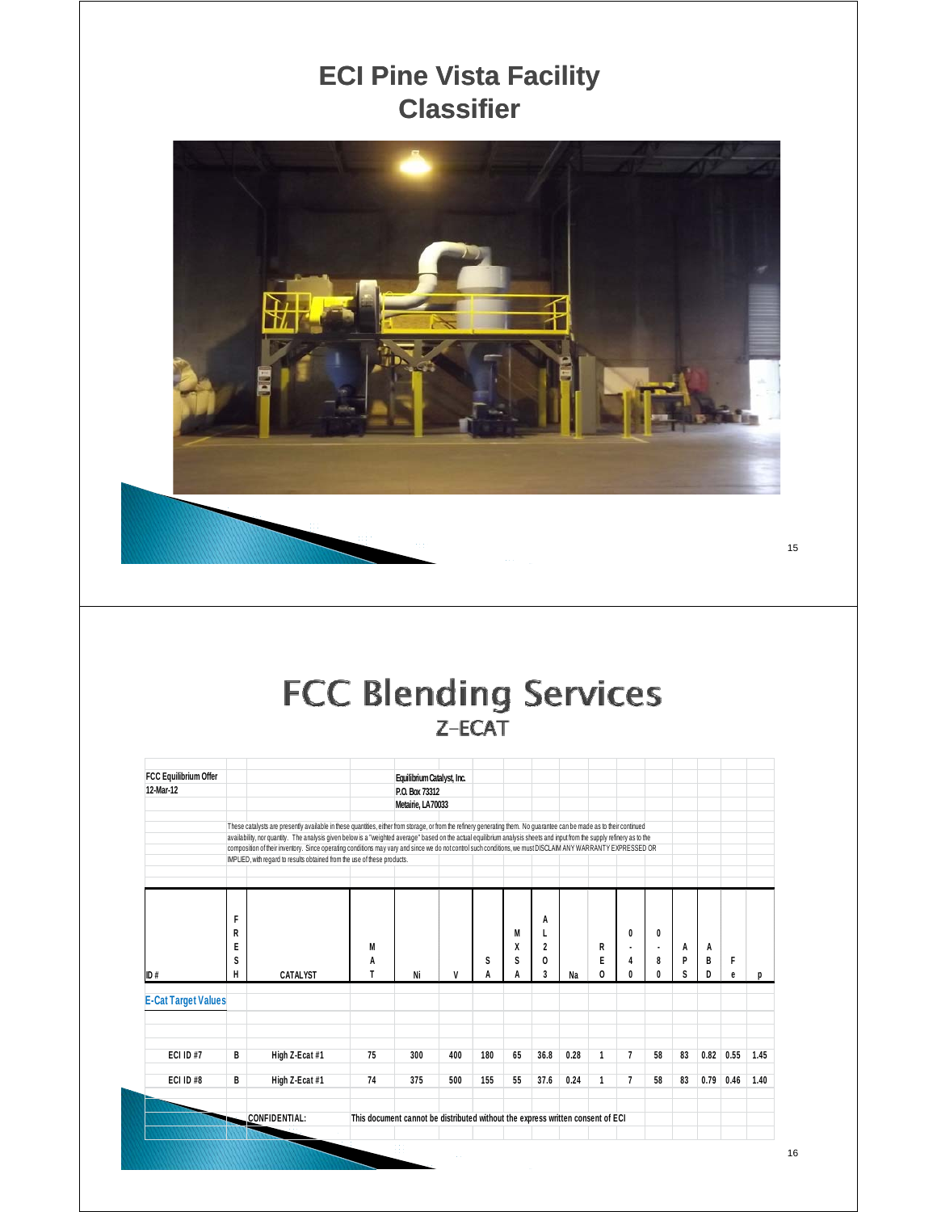# ECI Pine Vista Facility Classifier

# FCC Blending Services

## Z-ECAT

FCC Equilibrium Offer
12-Mar-12

Equilibrium Catalyst, Inc.
P.O. Box 73312
Metairie, LA 70033

These catalysts are presently available in these quantities, either from storage, or from the refinery generating them. No guarantee can be made as to their continued availability, nor quantity. The analysis given below is a "weighted average" based on the actual equilibrium analysis sheets and input from the supply refinery as to the composition of their inventory. Since operating conditions may vary and since we do not control such conditions, we must DISCLAIM ANY WARRANTY EXPRESSED OR IMPLIED, with regard to results obtained from the use of these products.

| ID # | FRESH | CATALYST | MAT | Ni | V | SA | MSA | AL2O3 | Na | REO | 0-40 | 0-80 | APS | ABD | Fe | p |
|---|---|---|---|---|---|---|---|---|---|---|---|---|---|---|---|---|
| E-Cat Target Values | | | | | | | | | | | | | | | | |
| ECI ID #7 | B | High Z-Ecat #1 | 75 | 300 | 400 | 180 | 65 | 36.8 | 0.28 | 1 | 7 | 58 | 83 | 0.82 | 0.55 | 1.45 |
| ECI ID #8 | B | High Z-Ecat #1 | 74 | 375 | 500 | 155 | 55 | 37.6 | 0.24 | 1 | 7 | 58 | 83 | 0.79 | 0.46 | 1.40 |

CONFIDENTIAL: This document cannot be distributed without the express written consent of ECI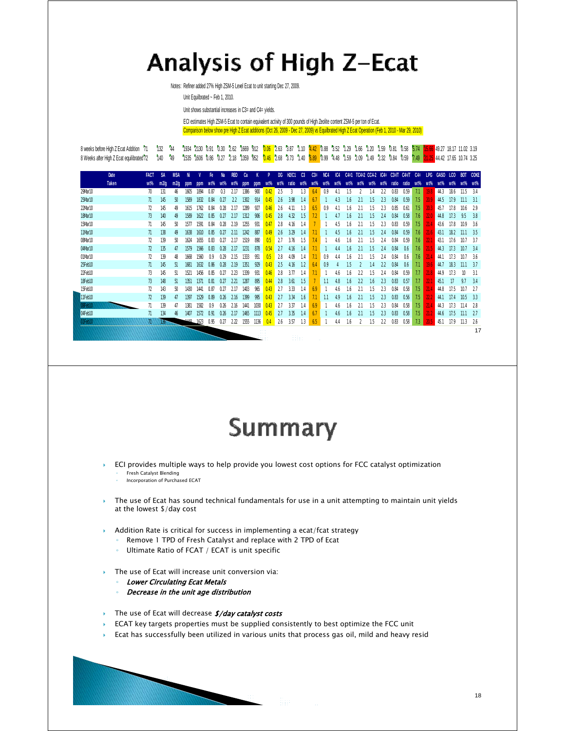# Analysis of High Z-Ecat

Notes: Refiner added 27% High ZSM-5 Level Ecat to unit starting Dec 27, 2009.

Unit Equilbrated ~ Feb 1, 2010.

Unit shows substantial increases in C3= and C4= yields.

ECI estimates High ZSM-5 Ecat to contain equivalent activity of 300 pounds of High Zeolite content ZSM-5 per ton of Ecat.

Comparison below show pre High Z Ecat additions (Oct 26, 2009 - Dec 27, 2009) vs Equilbrated High Z Ecat Operation (Feb 1, 2010 - Mar 29, 2010)

| | | | | | | | | | | | | | | | | | | | | | | | | | | | | | | | |
|---|---|---|---|---|---|---|---|---|---|---|---|---|---|---|---|---|---|---|---|---|---|---|---|---|---|---|---|---|---|---|---|
| 8 weeks before High Z Ecat Addition | 71 | 132 | 44 | 1934 | 2130 | 0.91 | 0.30 | 2.62 | 1669 | 912 | 0.06 | 2.63 | 3.87 | 1.10 | 4.42 | 0.88 | 3.52 | 1.29 | 1.66 | 1.20 | 1.59 | 0.81 | 0.58 | 5.74 | 15.66 | 49.27 | 18.17 | 11.02 | 3.19 |
| 8 Weeks after High Z Ecat equilibrated | 72 | 140 | 49 | 1535 | 1606 | 0.86 | 0.27 | 2.18 | 1359 | 952 | 0.46 | 2.68 | 3.73 | 1.40 | 6.89 | 0.99 | 4.48 | 1.59 | 2.09 | 1.49 | 2.32 | 0.84 | 0.59 | 7.49 | 21.25 | 44.42 | 17.65 | 10.74 | 3.25 |

| Date Taken | FACT wt% | SA m2/g | MSA m2/g | Ni ppm | V ppm | Fe wt% | Na wt% | REO wt% | Ca ppm | K ppm | P wt% | DG wt% | H2/C1 ratio | C3 wt% | C3= wt% | NC4 wt% | IC4 wt% | C4=1 wt% | TC4=2 wt% | CC4-2 wt% | IC4= wt% | C3=/T ratio | C4=/T ratio | C4= wt% | LPG wt% | GASO wt% | LCO wt% | BOT wt% | COKE wt% |
|---|---|---|---|---|---|---|---|---|---|---|---|---|---|---|---|---|---|---|---|---|---|---|---|---|---|---|---|---|---|
| 29Mar10 | 70 | 131 | 46 | 1605 | 1894 | 0.87 | 0.3 | 2.17 | 1386 | 900 | 0.42 | 2.5 | 3 | 1.3 | 6.4 | 0.9 | 4.1 | 1.5 | 2 | 1.4 | 2.2 | 0.83 | 0.59 | 7.1 | 19.8 | 44.3 | 18.6 | 11.5 | 3.4 |
| 25Mar10 | 71 | 145 | 50 | 1589 | 1832 | 0.84 | 0.27 | 2.2 | 1302 | 914 | 0.45 | 2.6 | 3.98 | 1.4 | 6.7 | 1 | 4.3 | 1.6 | 2.1 | 1.5 | 2.3 | 0.84 | 0.59 | 7.5 | 20.9 | 44.5 | 17.9 | 11.1 | 3.1 |
| 22Mar10 | 72 | 145 | 49 | 1615 | 1762 | 0.84 | 0.28 | 2.17 | 1289 | 927 | 0.46 | 2.6 | 4.11 | 1.3 | 6.5 | 0.9 | 4.1 | 1.6 | 2.1 | 1.5 | 2.3 | 0.85 | 0.61 | 7.5 | 20.3 | 45.7 | 17.8 | 10.6 | 2.9 |
| 18Mar10 | 73 | 140 | 49 | 1589 | 1622 | 0.85 | 0.27 | 2.17 | 1312 | 906 | 0.45 | 2.8 | 4.32 | 1.5 | 7.2 | 1 | 4.7 | 1.6 | 2.1 | 1.5 | 2.4 | 0.84 | 0.58 | 7.6 | 22.0 | 44.8 | 17.3 | 9.5 | 3.8 |
| 15Mar10 | 71 | 145 | 50 | 1577 | 1591 | 0.84 | 0.28 | 2.19 | 1255 | 931 | 0.47 | 2.8 | 4.16 | 1.4 | 7 | 1 | 4.5 | 1.6 | 2.1 | 1.5 | 2.3 | 0.83 | 0.59 | 7.5 | 21.4 | 43.6 | 17.8 | 10.9 | 3.6 |
| 11Mar10 | 71 | 138 | 49 | 1638 | 1610 | 0.85 | 0.27 | 2.11 | 1242 | 887 | 0.49 | 2.6 | 3.29 | 1.4 | 7.1 | 1 | 4.5 | 1.6 | 2.1 | 1.5 | 2.4 | 0.84 | 0.59 | 7.6 | 21.6 | 43.1 | 18.2 | 11.1 | 3.5 |
| 08Mar10 | 72 | 139 | 50 | 1624 | 1655 | 0.83 | 0.27 | 2.17 | 1519 | 890 | 0.5 | 2.7 | 3.76 | 1.5 | 7.4 | 1 | 4.6 | 1.6 | 2.1 | 1.5 | 2.4 | 0.84 | 0.59 | 7.6 | 22.1 | 43.1 | 17.6 | 10.7 | 3.7 |
| 04Mar10 | 72 | 135 | 47 | 1579 | 1566 | 0.83 | 0.28 | 2.17 | 1231 | 878 | 0.54 | 2.7 | 4.16 | 1.4 | 7.1 | 1 | 4.4 | 1.6 | 2.1 | 1.5 | 2.4 | 0.84 | 0.6 | 7.6 | 21.5 | 44.3 | 17.3 | 10.7 | 3.4 |
| 01Mar10 | 72 | 139 | 48 | 1668 | 1560 | 0.9 | 0.29 | 2.15 | 1333 | 951 | 0.5 | 2.8 | 4.09 | 1.4 | 7.1 | 0.9 | 4.4 | 1.6 | 2.1 | 1.5 | 2.4 | 0.84 | 0.6 | 7.6 | 21.4 | 44.1 | 17.3 | 10.7 | 3.6 |
| 25Feb10 | 71 | 145 | 51 | 1681 | 1632 | 0.86 | 0.28 | 2.19 | 1351 | 929 | 0.43 | 2.5 | 4.16 | 1.2 | 6.4 | 0.9 | 4 | 1.5 | 2 | 1.4 | 2.2 | 0.84 | 0.6 | 7.1 | 19.6 | 44.7 | 18.3 | 11.1 | 3.7 |
| 22Feb10 | 73 | 145 | 51 | 1521 | 1456 | 0.85 | 0.27 | 2.23 | 1339 | 931 | 0.46 | 2.8 | 3.77 | 1.4 | 7.1 | 1 | 4.6 | 1.6 | 2.2 | 1.5 | 2.4 | 0.84 | 0.59 | 7.7 | 21.8 | 44.9 | 17.3 | 10 | 3.1 |
| 18Feb10 | 73 | 148 | 51 | 1351 | 1371 | 0.81 | 0.27 | 2.21 | 1287 | 895 | 0.44 | 2.8 | 3.61 | 1.5 | 7 | 1.1 | 4.8 | 1.6 | 2.2 | 1.6 | 2.3 | 0.83 | 0.57 | 7.7 | 22.1 | 45.1 | 17 | 9.7 | 3.4 |
| 15Feb10 | 72 | 143 | 50 | 1430 | 1441 | 0.87 | 0.27 | 2.17 | 1403 | 965 | 0.43 | 2.7 | 3.33 | 1.4 | 6.9 | 1 | 4.6 | 1.6 | 2.1 | 1.5 | 2.3 | 0.84 | 0.58 | 7.5 | 21.4 | 44.8 | 17.5 | 10.7 | 2.7 |
| 11Feb10 | 72 | 139 | 47 | 1397 | 1529 | 0.89 | 0.26 | 2.16 | 1399 | 995 | 0.43 | 2.7 | 3.34 | 1.6 | 7.1 | 1.1 | 4.9 | 1.6 | 2.1 | 1.5 | 2.3 | 0.83 | 0.56 | 7.5 | 22.2 | 44.1 | 17.4 | 10.5 | 3.3 |
| 08Feb10 | 71 | 139 | 47 | 1381 | 1582 | 0.9 | 0.26 | 2.16 | 1441 | 1030 | 0.43 | 2.7 | 3.37 | 1.4 | 6.9 | 1 | 4.6 | 1.6 | 2.1 | 1.5 | 2.3 | 0.84 | 0.58 | 7.5 | 21.4 | 44.3 | 17.3 | 11.4 | 2.8 |
| 04Feb10 | 71 | 134 | 46 | 1407 | 1572 | 0.91 | 0.26 | 2.17 | 1465 | 1113 | 0.45 | 2.7 | 3.35 | 1.4 | 6.7 | 1 | 4.6 | 1.6 | 2.1 | 1.5 | 2.3 | 0.83 | 0.58 | 7.5 | 21.2 | 44.6 | 17.5 | 11.1 | 2.7 |
| 01Feb10 | 71 | 136 | | 1448 | 1623 | 0.95 | 0.27 | 2.22 | 1555 | 1136 | 0.4 | 2.6 | 3.57 | 1.3 | 6.5 | 1 | 4.4 | 1.6 | 2 | 1.5 | 2.2 | 0.83 | 0.58 | 7.3 | 20.5 | 45.1 | 17.9 | 11.3 | 2.6 |

# Summary

- ECI provides multiple ways to help provide you lowest cost options for FCC catalyst optimization
  - Fresh Catalyst Blending
  - Incorporation of Purchased ECAT
- The use of Ecat has sound technical fundamentals for use in a unit attempting to maintain unit yields at the lowest $/day cost
- Addition Rate is critical for success in implementing a ecat/fcat strategy
  - Remove 1 TPD of Fresh Catalyst and replace with 2 TPD of Ecat
  - Ultimate Ratio of FCAT / ECAT is unit specific
- The use of Ecat will increase unit conversion via:
  - *Lower Circulating Ecat Metals*
  - *Decrease in the unit age distribution*
- The use of Ecat will decrease ***$/day catalyst costs***
- ECAT key targets properties must be supplied consistently to best optimize the FCC unit
- Ecat has successfully been utilized in various units that process gas oil, mild and heavy resid